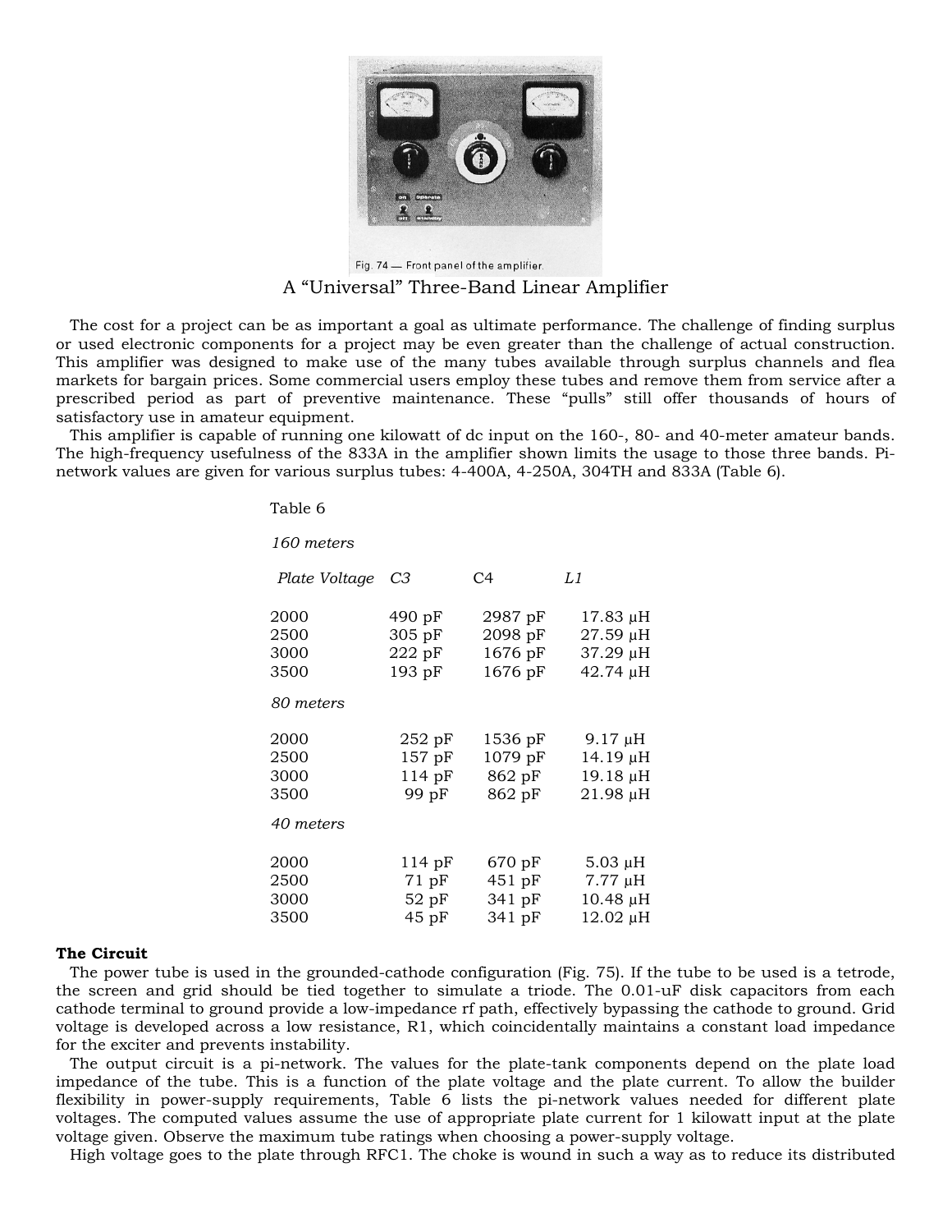Fig. 74 — Front panel of the amplifier.

# A "Universal" Three-Band Linear Amplifier

The cost for a project can be as important a goal as ultimate performance. The challenge of finding surplus or used electronic components for a project may be even greater than the challenge of actual construction. This amplifier was designed to make use of the many tubes available through surplus channels and flea markets for bargain prices. Some commercial users employ these tubes and remove them from service after a prescribed period as part of preventive maintenance. These "pulls" still offer thousands of hours of satisfactory use in amateur equipment.

This amplifier is capable of running one kilowatt of dc input on the 160-, 80- and 40-meter amateur bands. The high-frequency usefulness of the 833A in the amplifier shown limits the usage to those three bands. Pi-network values are given for various surplus tubes: 4-400A, 4-250A, 304TH and 833A (Table 6).

Table 6

| Plate Voltage | C3 | C4 | L1 |
|---|---|---|---|
| *160 meters* | | | |
| 2000 | 490 pF | 2987 pF | 17.83 µH |
| 2500 | 305 pF | 2098 pF | 27.59 µH |
| 3000 | 222 pF | 1676 pF | 37.29 µH |
| 3500 | 193 pF | 1676 pF | 42.74 µH |
| *80 meters* | | | |
| 2000 | 252 pF | 1536 pF | 9.17 µH |
| 2500 | 157 pF | 1079 pF | 14.19 µH |
| 3000 | 114 pF | 862 pF | 19.18 µH |
| 3500 | 99 pF | 862 pF | 21.98 µH |
| *40 meters* | | | |
| 2000 | 114 pF | 670 pF | 5.03 µH |
| 2500 | 71 pF | 451 pF | 7.77 µH |
| 3000 | 52 pF | 341 pF | 10.48 µH |
| 3500 | 45 pF | 341 pF | 12.02 µH |

**The Circuit**

The power tube is used in the grounded-cathode configuration (Fig. 75). If the tube to be used is a tetrode, the screen and grid should be tied together to simulate a triode. The 0.01-uF disk capacitors from each cathode terminal to ground provide a low-impedance rf path, effectively bypassing the cathode to ground. Grid voltage is developed across a low resistance, R1, which coincidentally maintains a constant load impedance for the exciter and prevents instability.

The output circuit is a pi-network. The values for the plate-tank components depend on the plate load impedance of the tube. This is a function of the plate voltage and the plate current. To allow the builder flexibility in power-supply requirements, Table 6 lists the pi-network values needed for different plate voltages. The computed values assume the use of appropriate plate current for 1 kilowatt input at the plate voltage given. Observe the maximum tube ratings when choosing a power-supply voltage.

High voltage goes to the plate through RFC1. The choke is wound in such a way as to reduce its distributed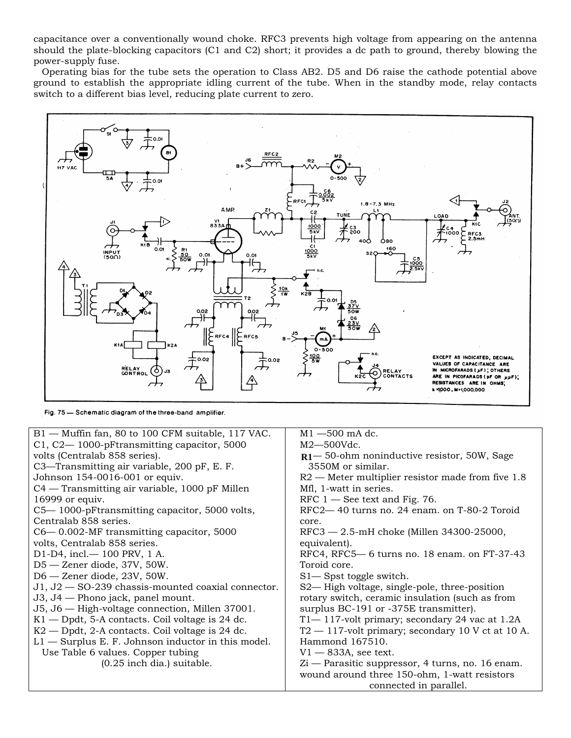capacitance over a conventionally wound choke. RFC3 prevents high voltage from appearing on the antenna should the plate-blocking capacitors (C1 and C2) short; it provides a dc path to ground, thereby blowing the power-supply fuse.

Operating bias for the tube sets the operation to Class AB2. D5 and D6 raise the cathode potential above ground to establish the appropriate idling current of the tube. When in the standby mode, relay contacts switch to a different bias level, reducing plate current to zero.

Fig. 75 — Schematic diagram of the three-band amplifier.

| | |
|---|---|
| B1 — Muffin fan, 80 to 100 CFM suitable, 117 VAC. | M1 —500 mA dc. |
| C1, C2— 1000-pFtransmitting capacitor, 5000 volts (Centralab 858 series). | M2—500Vdc. |
| C3—Transmitting air variable, 200 pF, E. F. Johnson 154-0016-001 or equiv. | R1— 50-ohm noninductive resistor, 50W, Sage 3550M or similar. |
| C4 — Transmitting air variable, 1000 pF Millen 16999 or equiv. | R2 — Meter multiplier resistor made from five 1.8 Mfl, 1-watt in series. |
| C5— 1000-pFtransmitting capacitor, 5000 volts, Centralab 858 series. | RFC 1 — See text and Fig. 76. |
| C6— 0.002-MF transmitting capacitor, 5000 volts, Centralab 858 series. | RFC2— 40 turns no. 24 enam. on T-80-2 Toroid core. |
| D1-D4, incl.— 100 PRV, 1 A. | RFC3 — 2.5-mH choke (Millen 34300-25000, equivalent). |
| D5 — Zener diode, 37V, 50W. | RFC4, RFC5— 6 turns no. 18 enam. on FT-37-43 Toroid core. |
| D6 — Zener diode, 23V, 50W. | S1— Spst toggle switch. |
| J1, J2 — SO-239 chassis-mounted coaxial connector. | S2— High voltage, single-pole, three-position rotary switch, ceramic insulation (such as from surplus BC-191 or -375E transmitter). |
| J3, J4 — Phono jack, panel mount. | T1— 117-volt primary; secondary 24 vac at 1.2A |
| J5, J6 — High-voltage connection, Millen 37001. | T2 — 117-volt primary; secondary 10 V ct at 10 A. Hammond 167510. |
| K1 — Dpdt, 5-A contacts. Coil voltage is 24 dc. | V1 — 833A, see text. |
| K2 — Dpdt, 2-A contacts. Coil voltage is 24 dc. | Zi — Parasitic suppressor, 4 turns, no. 16 enam. wound around three 150-ohm, 1-watt resistors connected in parallel. |
| L1 — Surplus E. F. Johnson inductor in this model. Use Table 6 values. Copper tubing (0.25 inch dia.) suitable. | |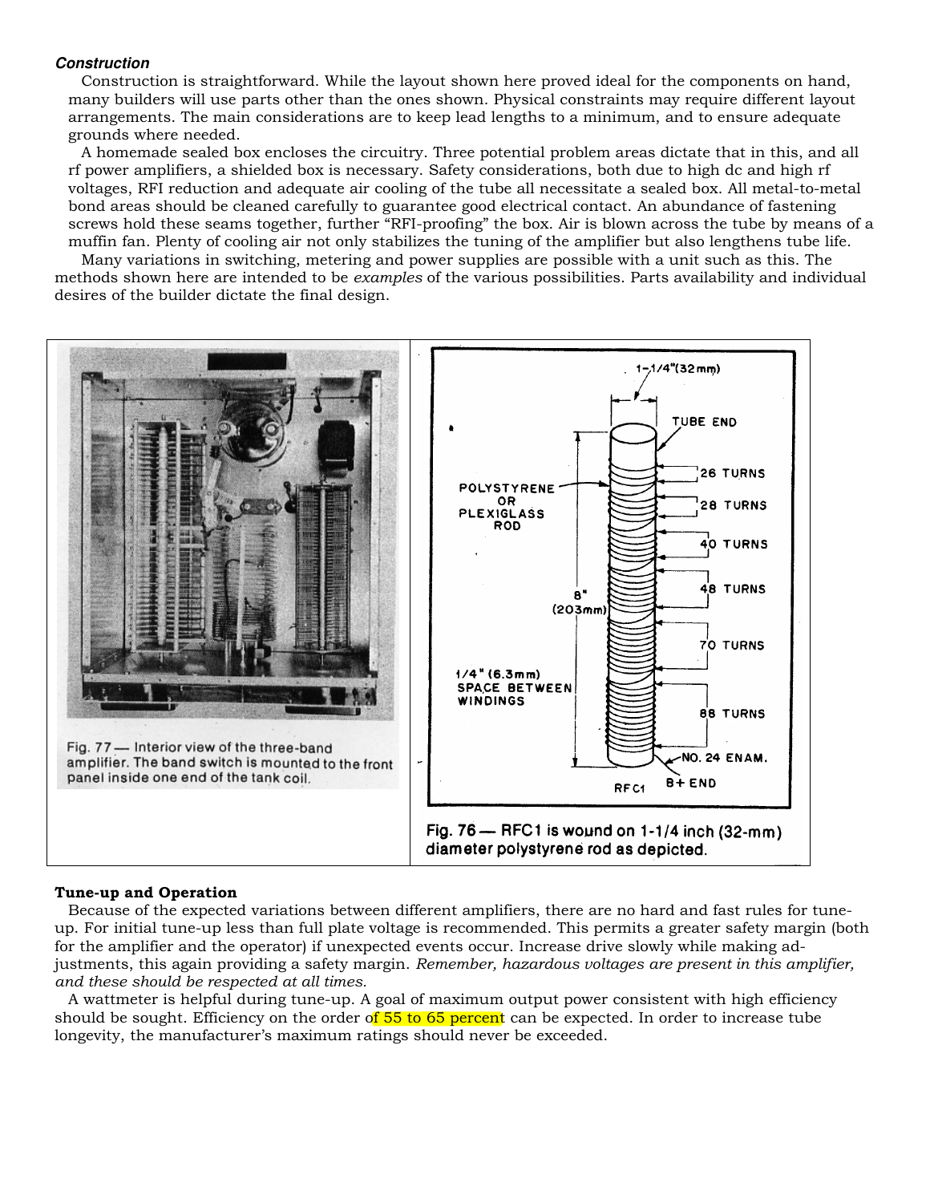***Construction***

Construction is straightforward. While the layout shown here proved ideal for the components on hand, many builders will use parts other than the ones shown. Physical constraints may require different layout arrangements. The main considerations are to keep lead lengths to a minimum, and to ensure adequate grounds where needed.

A homemade sealed box encloses the circuitry. Three potential problem areas dictate that in this, and all rf power amplifiers, a shielded box is necessary. Safety considerations, both due to high dc and high rf voltages, RFI reduction and adequate air cooling of the tube all necessitate a sealed box. All metal-to-metal bond areas should be cleaned carefully to guarantee good electrical contact. An abundance of fastening screws hold these seams together, further "RFI-proofing" the box. Air is blown across the tube by means of a muffin fan. Plenty of cooling air not only stabilizes the tuning of the amplifier but also lengthens tube life.

Many variations in switching, metering and power supplies are possible with a unit such as this. The methods shown here are intended to be *examples* of the various possibilities. Parts availability and individual desires of the builder dictate the final design.

Fig. 77 — Interior view of the three-band amplifier. The band switch is mounted to the front panel inside one end of the tank coil.

1-1/4" (32 mm)
TUBE END
POLYSTYRENE OR PLEXIGLASS ROD
26 TURNS
28 TURNS
40 TURNS
48 TURNS
8" (203mm)
70 TURNS
1/4" (6.3mm) SPACE BETWEEN WINDINGS
88 TURNS
NO. 24 ENAM.
B+ END
RFC1

Fig. 76 — RFC1 is wound on 1-1/4 inch (32-mm) diameter polystyrene rod as depicted.

**Tune-up and Operation**

Because of the expected variations between different amplifiers, there are no hard and fast rules for tune-up. For initial tune-up less than full plate voltage is recommended. This permits a greater safety margin (both for the amplifier and the operator) if unexpected events occur. Increase drive slowly while making adjustments, this again providing a safety margin. *Remember, hazardous voltages are present in this amplifier, and these should be respected at all times.*

A wattmeter is helpful during tune-up. A goal of maximum output power consistent with high efficiency should be sought. Efficiency on the order of 55 to 65 percent can be expected. In order to increase tube longevity, the manufacturer's maximum ratings should never be exceeded.